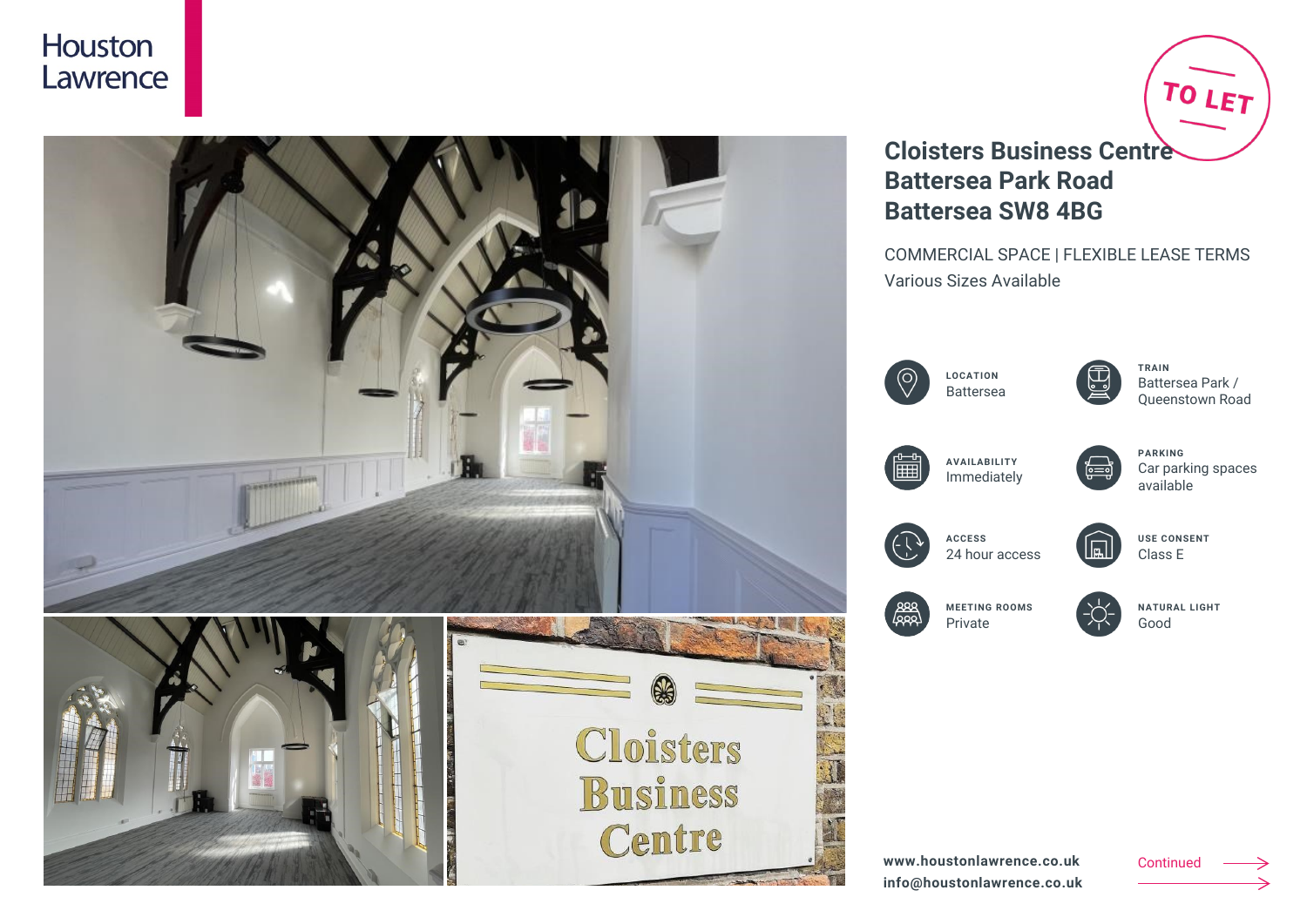Houston Lawrence

TO LET

# Cloisters Business Centre
# Battersea Park Road
# Battersea SW8 4BG

COMMERCIAL SPACE | FLEXIBLE LEASE TERMS

Various Sizes Available

**LOCATION**
Battersea

**TRAIN**
Battersea Park / Queenstown Road

**AVAILABILITY**
Immediately

**PARKING**
Car parking spaces available

**ACCESS**
24 hour access

**USE CONSENT**
Class E

**MEETING ROOMS**
Private

**NATURAL LIGHT**
Good

**www.houstonlawrence.co.uk**
**info@houstonlawrence.co.uk**

Continued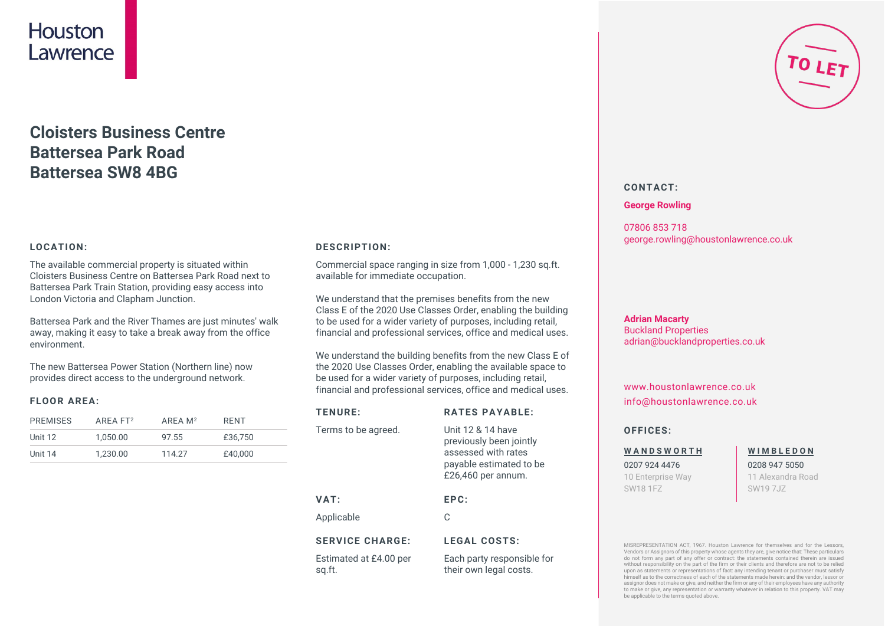Houston Lawrence

TO LET

# Cloisters Business Centre Battersea Park Road Battersea SW8 4BG

## LOCATION:

The available commercial property is situated within Cloisters Business Centre on Battersea Park Road next to Battersea Park Train Station, providing easy access into London Victoria and Clapham Junction.

Battersea Park and the River Thames are just minutes' walk away, making it easy to take a break away from the office environment.

The new Battersea Power Station (Northern line) now provides direct access to the underground network.

## FLOOR AREA:

| PREMISES | AREA $FT^2$ | AREA $M^2$ | RENT |
|---|---|---|---|
| Unit 12 | 1,050.00 | 97.55 | £36,750 |
| Unit 14 | 1,230.00 | 114.27 | £40,000 |

## DESCRIPTION:

Commercial space ranging in size from 1,000 - 1,230 sq.ft. available for immediate occupation.

We understand that the premises benefits from the new Class E of the 2020 Use Classes Order, enabling the building to be used for a wider variety of purposes, including retail, financial and professional services, office and medical uses.

We understand the building benefits from the new Class E of the 2020 Use Classes Order, enabling the available space to be used for a wider variety of purposes, including retail, financial and professional services, office and medical uses.

## TENURE:

Terms to be agreed.

## RATES PAYABLE:

Unit 12 & 14 have previously been jointly assessed with rates payable estimated to be £26,460 per annum.

## VAT:

Applicable

## EPC:

C

## SERVICE CHARGE:

Estimated at £4.00 per sq.ft.

## LEGAL COSTS:

Each party responsible for their own legal costs.

## CONTACT:

**George Rowling**

07806 853 718
george.rowling@houstonlawrence.co.uk

**Adrian Macarty**
Buckland Properties
adrian@bucklandproperties.co.uk

www.houstonlawrence.co.uk
info@houstonlawrence.co.uk

## OFFICES:

**WANDSWORTH**
0207 924 4476
10 Enterprise Way
SW18 1FZ

**WIMBLEDON**
0208 947 5050
11 Alexandra Road
SW19 7JZ

MISREPRESENTATION ACT, 1967. Houston Lawrence for themselves and for the Lessors, Vendors or Assignors of this property whose agents they are, give notice that: These particulars do not form any part of any offer or contract: the statements contained therein are issued without responsibility on the part of the firm or their clients and therefore are not to be relied upon as statements or representations of fact: any intending tenant or purchaser must satisfy himself as to the correctness of each of the statements made herein: and the vendor, lessor or assignor does not make or give, and neither the firm or any of their employees have any authority to make or give, any representation or warranty whatever in relation to this property. VAT may be applicable to the terms quoted above.